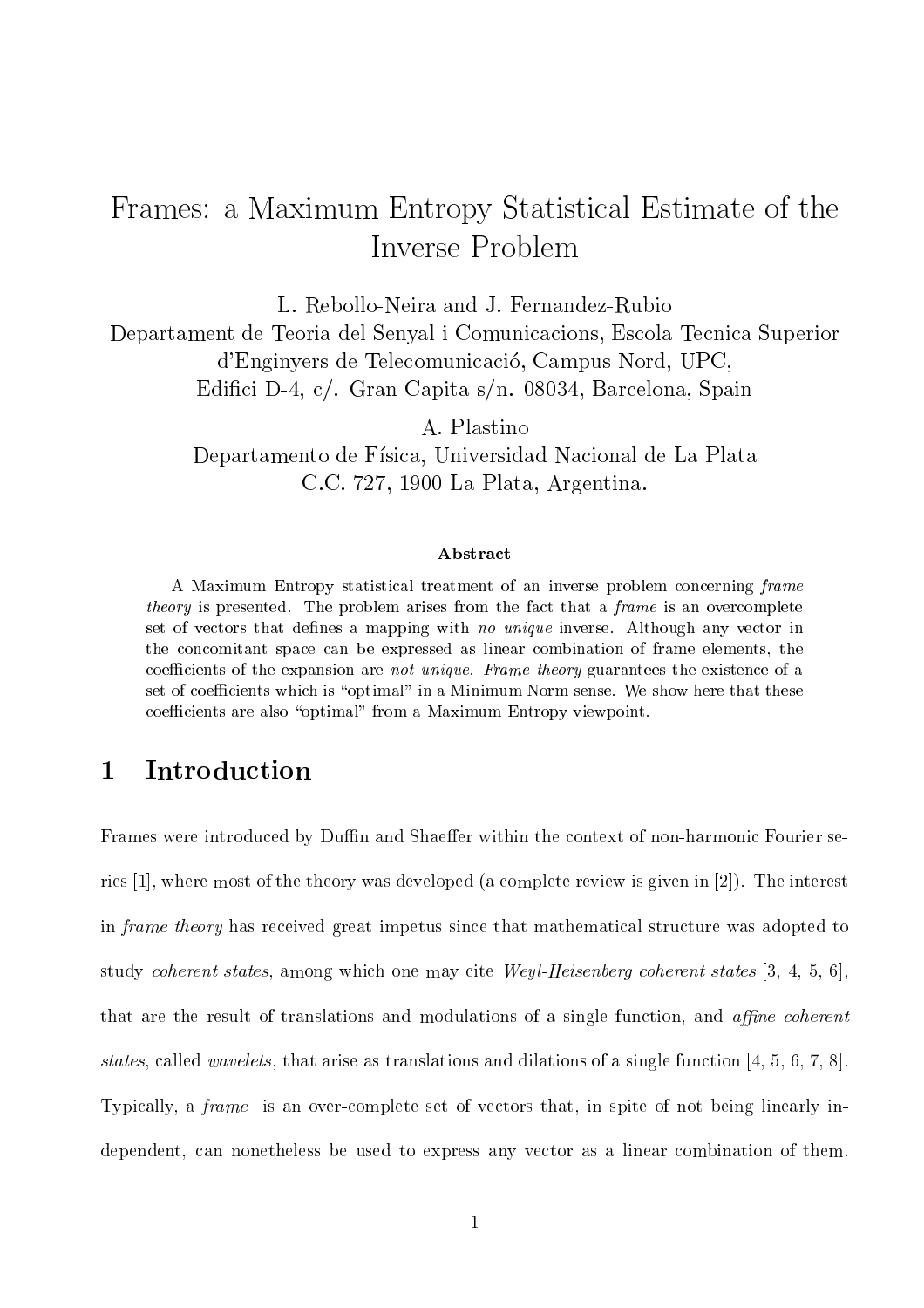# Frames: a Maximum Entropy Statistical Estimate of the Inverse Problem

L. Rebollo-Neira and J. Fernandez-Rubio
Departament de Teoria del Senyal i Comunicacions, Escola Tecnica Superior d'Enginyers de Telecomunicació, Campus Nord, UPC,
Edifici D-4, c/. Gran Capita s/n. 08034, Barcelona, Spain

A. Plastino
Departamento de Física, Universidad Nacional de La Plata
C.C. 727, 1900 La Plata, Argentina.

### Abstract

A Maximum Entropy statistical treatment of an inverse problem concerning *frame theory* is presented. The problem arises from the fact that a *frame* is an overcomplete set of vectors that defines a mapping with *no unique* inverse. Although any vector in the concomitant space can be expressed as linear combination of frame elements, the coefficients of the expansion are *not unique*. *Frame theory* guarantees the existence of a set of coefficients which is "optimal" in a Minimum Norm sense. We show here that these coefficients are also "optimal" from a Maximum Entropy viewpoint.

## 1 Introduction

Frames were introduced by Duffin and Shaeffer within the context of non-harmonic Fourier series [1], where most of the theory was developed (a complete review is given in [2]). The interest in *frame theory* has received great impetus since that mathematical structure was adopted to study *coherent states*, among which one may cite *Weyl-Heisenberg coherent states* [3, 4, 5, 6], that are the result of translations and modulations of a single function, and *affine coherent states*, called *wavelets*, that arise as translations and dilations of a single function [4, 5, 6, 7, 8]. Typically, a *frame* is an over-complete set of vectors that, in spite of not being linearly independent, can nonetheless be used to express any vector as a linear combination of them.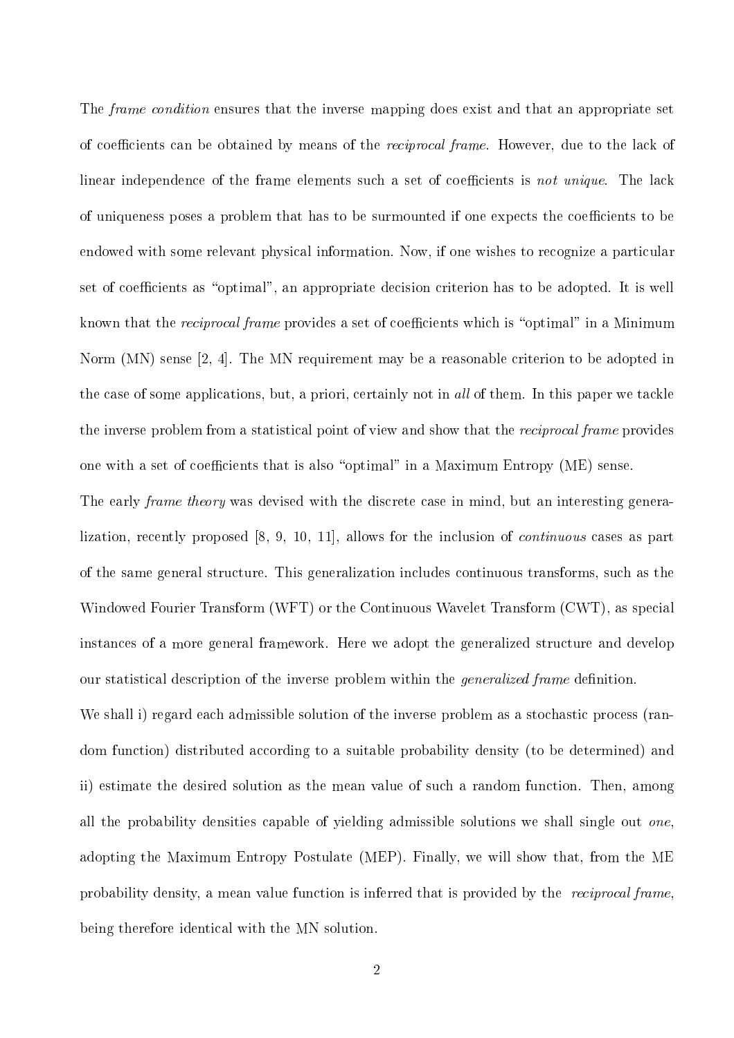The *frame condition* ensures that the inverse mapping does exist and that an appropriate set of coefficients can be obtained by means of the *reciprocal frame*. However, due to the lack of linear independence of the frame elements such a set of coefficients is *not unique*. The lack of uniqueness poses a problem that has to be surmounted if one expects the coefficients to be endowed with some relevant physical information. Now, if one wishes to recognize a particular set of coefficients as "optimal", an appropriate decision criterion has to be adopted. It is well known that the *reciprocal frame* provides a set of coefficients which is "optimal" in a Minimum Norm (MN) sense [2, 4]. The MN requirement may be a reasonable criterion to be adopted in the case of some applications, but, a priori, certainly not in *all* of them. In this paper we tackle the inverse problem from a statistical point of view and show that the *reciprocal frame* provides one with a set of coefficients that is also "optimal" in a Maximum Entropy (ME) sense.

The early *frame theory* was devised with the discrete case in mind, but an interesting generalization, recently proposed [8, 9, 10, 11], allows for the inclusion of *continuous* cases as part of the same general structure. This generalization includes continuous transforms, such as the Windowed Fourier Transform (WFT) or the Continuous Wavelet Transform (CWT), as special instances of a more general framework. Here we adopt the generalized structure and develop our statistical description of the inverse problem within the *generalized frame* definition.

We shall i) regard each admissible solution of the inverse problem as a stochastic process (random function) distributed according to a suitable probability density (to be determined) and ii) estimate the desired solution as the mean value of such a random function. Then, among all the probability densities capable of yielding admissible solutions we shall single out *one*, adopting the Maximum Entropy Postulate (MEP). Finally, we will show that, from the ME probability density, a mean value function is inferred that is provided by the *reciprocal frame*, being therefore identical with the MN solution.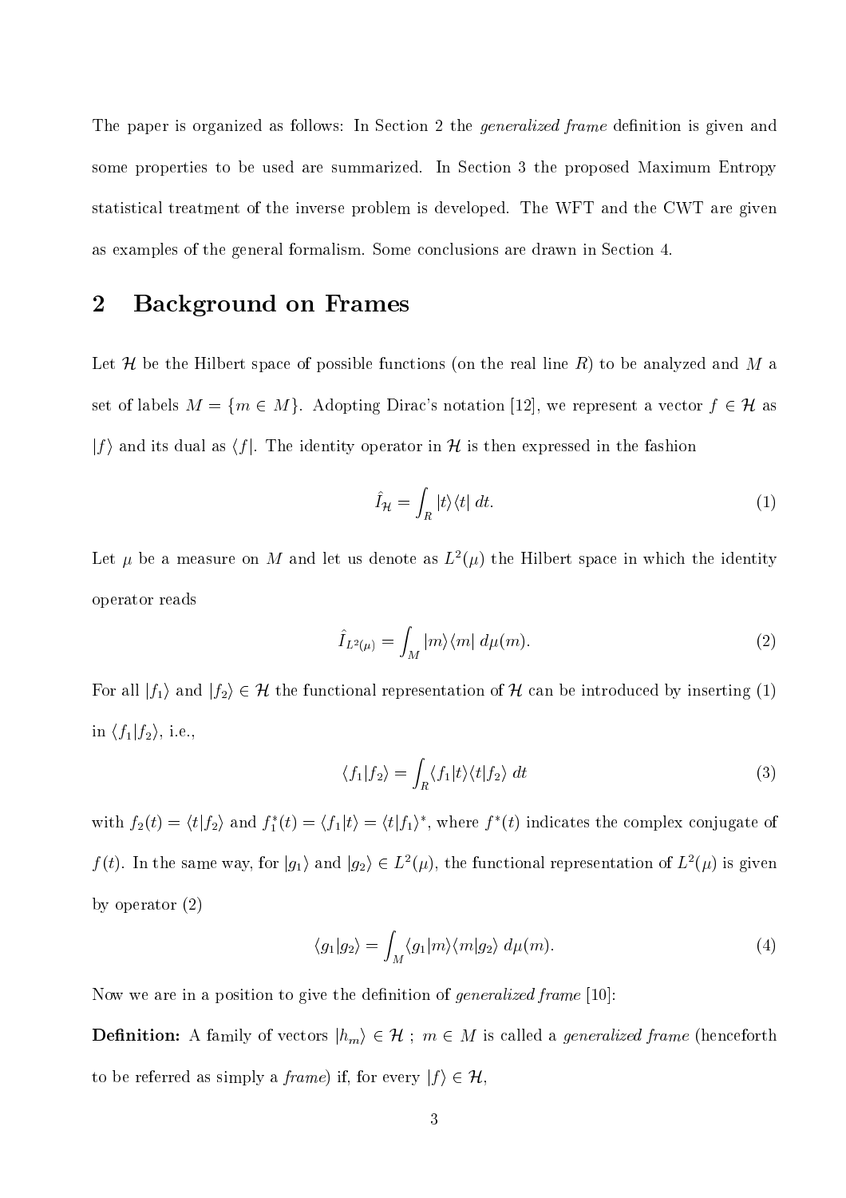The paper is organized as follows: In Section 2 the *generalized frame* definition is given and some properties to be used are summarized. In Section 3 the proposed Maximum Entropy statistical treatment of the inverse problem is developed. The WFT and the CWT are given as examples of the general formalism. Some conclusions are drawn in Section 4.

## 2 Background on Frames

Let $\mathcal{H}$ be the Hilbert space of possible functions (on the real line $R$) to be analyzed and $M$ a set of labels $M = \{m \in M\}$. Adopting Dirac's notation [12], we represent a vector $f \in \mathcal{H}$ as $|f\rangle$ and its dual as $\langle f|$. The identity operator in $\mathcal{H}$ is then expressed in the fashion

$$\hat{I}_{\mathcal{H}} = \int_R |t\rangle\langle t| \; dt. \tag{1}$$

Let $\mu$ be a measure on $M$ and let us denote as $L^2(\mu)$ the Hilbert space in which the identity operator reads

$$\hat{I}_{L^2(\mu)} = \int_M |m\rangle\langle m| \; d\mu(m). \tag{2}$$

For all $|f_1\rangle$ and $|f_2\rangle \in \mathcal{H}$ the functional representation of $\mathcal{H}$ can be introduced by inserting (1) in $\langle f_1|f_2\rangle$, i.e.,

$$\langle f_1|f_2\rangle = \int_R \langle f_1|t\rangle\langle t|f_2\rangle \; dt \tag{3}$$

with $f_2(t) = \langle t|f_2\rangle$ and $f_1^*(t) = \langle f_1|t\rangle = \langle t|f_1\rangle^*$, where $f^*(t)$ indicates the complex conjugate of $f(t)$. In the same way, for $|g_1\rangle$ and $|g_2\rangle \in L^2(\mu)$, the functional representation of $L^2(\mu)$ is given by operator (2)

$$\langle g_1|g_2\rangle = \int_M \langle g_1|m\rangle\langle m|g_2\rangle \; d\mu(m). \tag{4}$$

Now we are in a position to give the definition of *generalized frame* [10]:

**Definition:** A family of vectors $|h_m\rangle \in \mathcal{H}$ ; $m \in M$ is called a *generalized frame* (henceforth to be referred as simply a *frame*) if, for every $|f\rangle \in \mathcal{H}$,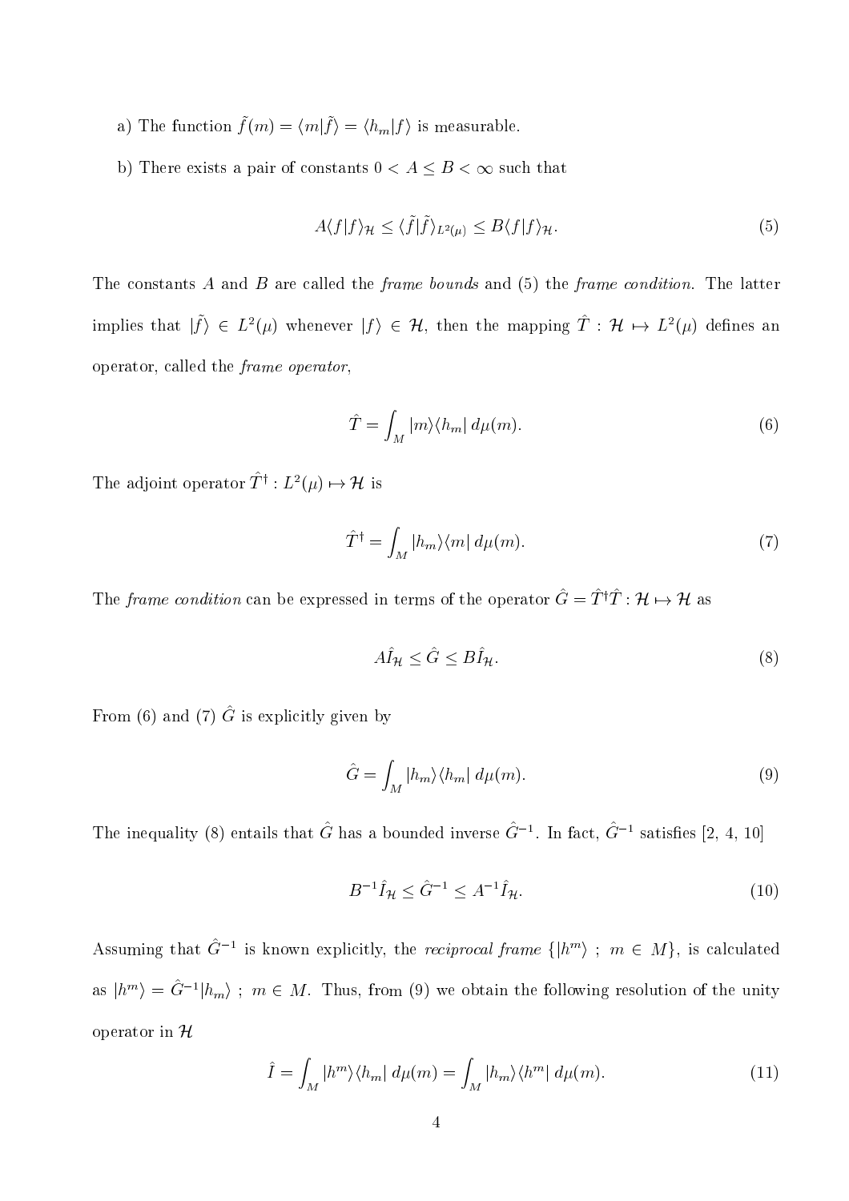a) The function $\tilde{f}(m) = \langle m|\tilde{f}\rangle = \langle h_m|f\rangle$ is measurable.

b) There exists a pair of constants $0 < A \leq B < \infty$ such that

$$A\langle f|f\rangle_{\mathcal{H}} \leq \langle \tilde{f}|\tilde{f}\rangle_{L^2(\mu)} \leq B\langle f|f\rangle_{\mathcal{H}}. \tag{5}$$

The constants $A$ and $B$ are called the *frame bounds* and (5) the *frame condition*. The latter implies that $|\tilde{f}\rangle \in L^2(\mu)$ whenever $|f\rangle \in \mathcal{H}$, then the mapping $\hat{T} : \mathcal{H} \mapsto L^2(\mu)$ defines an operator, called the *frame operator*,

$$\hat{T} = \int_M |m\rangle\langle h_m| \, d\mu(m). \tag{6}$$

The adjoint operator $\hat{T}^\dagger : L^2(\mu) \mapsto \mathcal{H}$ is

$$\hat{T}^\dagger = \int_M |h_m\rangle\langle m| \, d\mu(m). \tag{7}$$

The *frame condition* can be expressed in terms of the operator $\hat{G} = \hat{T}^\dagger\hat{T} : \mathcal{H} \mapsto \mathcal{H}$ as

$$A\hat{I}_{\mathcal{H}} \leq \hat{G} \leq B\hat{I}_{\mathcal{H}}. \tag{8}$$

From (6) and (7) $\hat{G}$ is explicitly given by

$$\hat{G} = \int_M |h_m\rangle\langle h_m| \, d\mu(m). \tag{9}$$

The inequality (8) entails that $\hat{G}$ has a bounded inverse $\hat{G}^{-1}$. In fact, $\hat{G}^{-1}$ satisfies [2, 4, 10]

$$B^{-1}\hat{I}_{\mathcal{H}} \leq \hat{G}^{-1} \leq A^{-1}\hat{I}_{\mathcal{H}}. \tag{10}$$

Assuming that $\hat{G}^{-1}$ is known explicitly, the *reciprocal frame* $\{|h^m\rangle \; ; \; m \in M\}$, is calculated as $|h^m\rangle = \hat{G}^{-1}|h_m\rangle \; ; \; m \in M$. Thus, from (9) we obtain the following resolution of the unity operator in $\mathcal{H}$

$$\hat{I} = \int_M |h^m\rangle\langle h_m| \, d\mu(m) = \int_M |h_m\rangle\langle h^m| \, d\mu(m). \tag{11}$$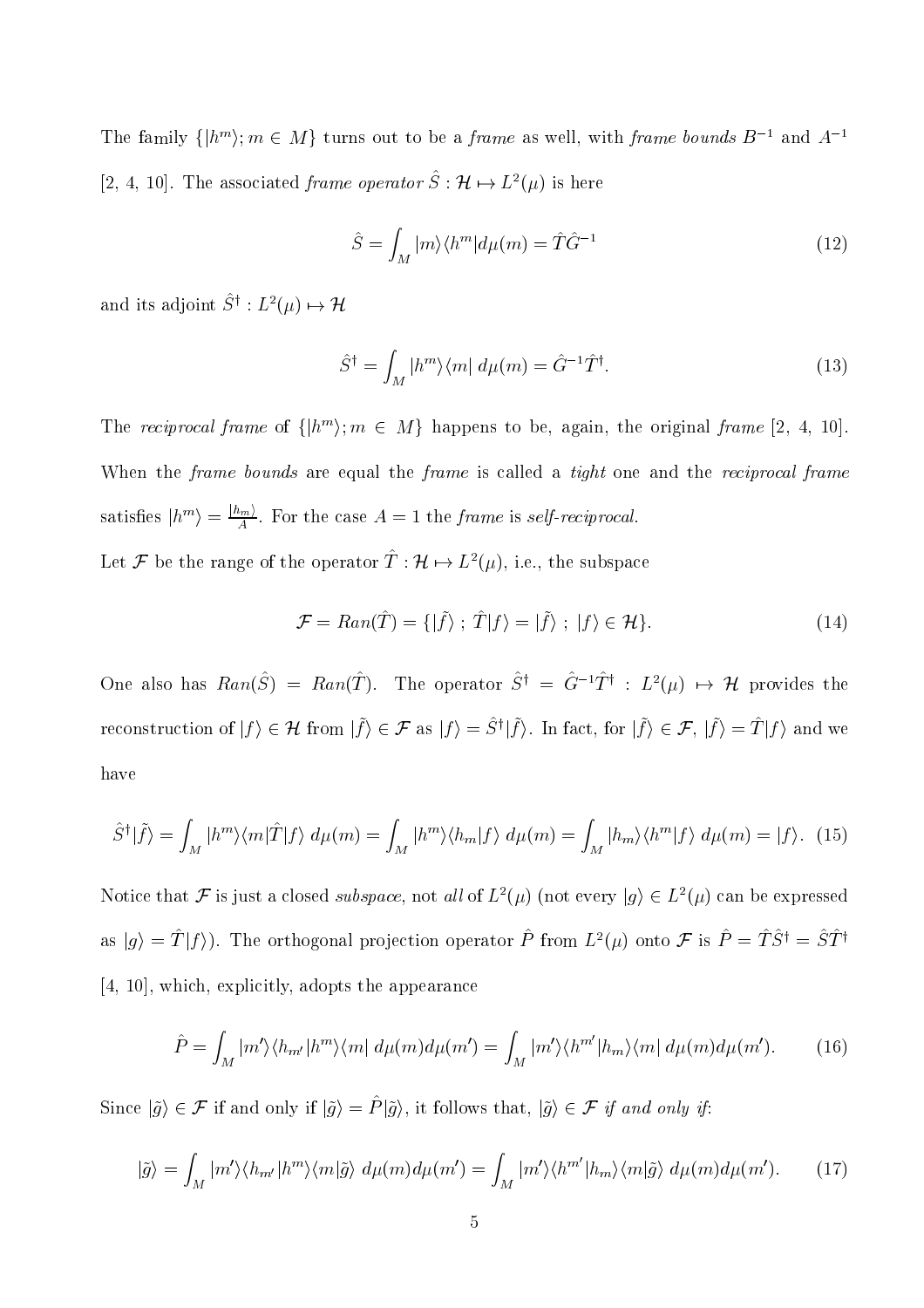The family $\{|h^m\rangle; m \in M\}$ turns out to be a *frame* as well, with *frame bounds* $B^{-1}$ and $A^{-1}$ [2, 4, 10]. The associated *frame operator* $\hat{S} : \mathcal{H} \mapsto L^2(\mu)$ is here

$$\hat{S} = \int_M |m\rangle\langle h^m| d\mu(m) = \hat{T}\hat{G}^{-1} \tag{12}$$

and its adjoint $\hat{S}^\dagger : L^2(\mu) \mapsto \mathcal{H}$

$$\hat{S}^\dagger = \int_M |h^m\rangle\langle m| \; d\mu(m) = \hat{G}^{-1}\hat{T}^\dagger. \tag{13}$$

The *reciprocal frame* of $\{|h^m\rangle; m \in M\}$ happens to be, again, the original *frame* [2, 4, 10]. When the *frame bounds* are equal the *frame* is called a *tight* one and the *reciprocal frame* satisfies $|h^m\rangle = \frac{|h_m\rangle}{A}$. For the case $A = 1$ the *frame* is *self-reciprocal*.

Let $\mathcal{F}$ be the range of the operator $\hat{T} : \mathcal{H} \mapsto L^2(\mu)$, i.e., the subspace

$$\mathcal{F} = Ran(\hat{T}) = \{|\tilde{f}\rangle \; ; \; \hat{T}|f\rangle = |\tilde{f}\rangle \; ; \; |f\rangle \in \mathcal{H}\}. \tag{14}$$

One also has $Ran(\hat{S}) = Ran(\hat{T})$. The operator $\hat{S}^\dagger = \hat{G}^{-1}\hat{T}^\dagger : L^2(\mu) \mapsto \mathcal{H}$ provides the reconstruction of $|f\rangle \in \mathcal{H}$ from $|\tilde{f}\rangle \in \mathcal{F}$ as $|f\rangle = \hat{S}^\dagger|\tilde{f}\rangle$. In fact, for $|\tilde{f}\rangle \in \mathcal{F}$, $|\tilde{f}\rangle = \hat{T}|f\rangle$ and we have

$$\hat{S}^\dagger|\tilde{f}\rangle = \int_M |h^m\rangle\langle m|\hat{T}|f\rangle \; d\mu(m) = \int_M |h^m\rangle\langle h_m|f\rangle \; d\mu(m) = \int_M |h_m\rangle\langle h^m|f\rangle \; d\mu(m) = |f\rangle. \tag{15}$$

Notice that $\mathcal{F}$ is just a closed *subspace*, not *all* of $L^2(\mu)$ (not every $|g\rangle \in L^2(\mu)$ can be expressed as $|g\rangle = \hat{T}|f\rangle$). The orthogonal projection operator $\hat{P}$ from $L^2(\mu)$ onto $\mathcal{F}$ is $\hat{P} = \hat{T}\hat{S}^\dagger = \hat{S}\hat{T}^\dagger$ [4, 10], which, explicitly, adopts the appearance

$$\hat{P} = \int_M |m'\rangle\langle h_{m'}|h^m\rangle\langle m| \; d\mu(m)d\mu(m') = \int_M |m'\rangle\langle h^{m'}|h_m\rangle\langle m| \; d\mu(m)d\mu(m'). \tag{16}$$

Since $|\tilde{g}\rangle \in \mathcal{F}$ if and only if $|\tilde{g}\rangle = \hat{P}|\tilde{g}\rangle$, it follows that, $|\tilde{g}\rangle \in \mathcal{F}$ *if and only if*:

$$|\tilde{g}\rangle = \int_M |m'\rangle\langle h_{m'}|h^m\rangle\langle m|\tilde{g}\rangle \; d\mu(m)d\mu(m') = \int_M |m'\rangle\langle h^{m'}|h_m\rangle\langle m|\tilde{g}\rangle \; d\mu(m)d\mu(m'). \tag{17}$$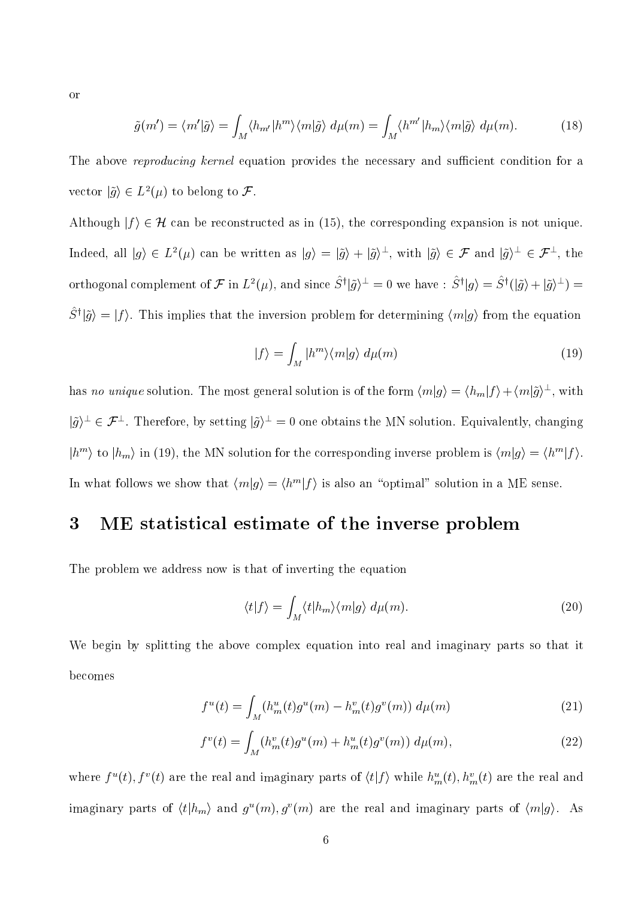or

$$\tilde{g}(m') = \langle m'|\tilde{g}\rangle = \int_M \langle h_{m'}|h^m\rangle\langle m|\tilde{g}\rangle \; d\mu(m) = \int_M \langle h^{m'}|h_m\rangle\langle m|\tilde{g}\rangle \; d\mu(m). \tag{18}$$

The above *reproducing kernel* equation provides the necessary and sufficient condition for a vector $|\tilde{g}\rangle \in L^2(\mu)$ to belong to $\mathcal{F}$.

Although $|f\rangle \in \mathcal{H}$ can be reconstructed as in (15), the corresponding expansion is not unique. Indeed, all $|g\rangle \in L^2(\mu)$ can be written as $|g\rangle = |\tilde{g}\rangle + |\tilde{g}\rangle^\perp$, with $|\tilde{g}\rangle \in \mathcal{F}$ and $|\tilde{g}\rangle^\perp \in \mathcal{F}^\perp$, the orthogonal complement of $\mathcal{F}$ in $L^2(\mu)$, and since $\hat{S}^\dagger|\tilde{g}\rangle^\perp = 0$ we have : $\hat{S}^\dagger|g\rangle = \hat{S}^\dagger(|\tilde{g}\rangle + |\tilde{g}\rangle^\perp) = \hat{S}^\dagger|\tilde{g}\rangle = |f\rangle$. This implies that the inversion problem for determining $\langle m|g\rangle$ from the equation

$$|f\rangle = \int_M |h^m\rangle\langle m|g\rangle \; d\mu(m) \tag{19}$$

has *no unique* solution. The most general solution is of the form $\langle m|g\rangle = \langle h_m|f\rangle + \langle m|\tilde{g}\rangle^\perp$, with $|\tilde{g}\rangle^\perp \in \mathcal{F}^\perp$. Therefore, by setting $|\tilde{g}\rangle^\perp = 0$ one obtains the MN solution. Equivalently, changing $|h^m\rangle$ to $|h_m\rangle$ in (19), the MN solution for the corresponding inverse problem is $\langle m|g\rangle = \langle h^m|f\rangle$. In what follows we show that $\langle m|g\rangle = \langle h^m|f\rangle$ is also an "optimal" solution in a ME sense.

# 3 ME statistical estimate of the inverse problem

The problem we address now is that of inverting the equation

$$\langle t|f\rangle = \int_M \langle t|h_m\rangle\langle m|g\rangle \; d\mu(m). \tag{20}$$

We begin by splitting the above complex equation into real and imaginary parts so that it becomes

$$f^u(t) = \int_M (h^u_m(t)g^u(m) - h^v_m(t)g^v(m)) \; d\mu(m) \tag{21}$$

$$f^v(t) = \int_M (h^v_m(t)g^u(m) + h^u_m(t)g^v(m)) \; d\mu(m), \tag{22}$$

where $f^u(t), f^v(t)$ are the real and imaginary parts of $\langle t|f\rangle$ while $h^u_m(t), h^v_m(t)$ are the real and imaginary parts of $\langle t|h_m\rangle$ and $g^u(m), g^v(m)$ are the real and imaginary parts of $\langle m|g\rangle$. As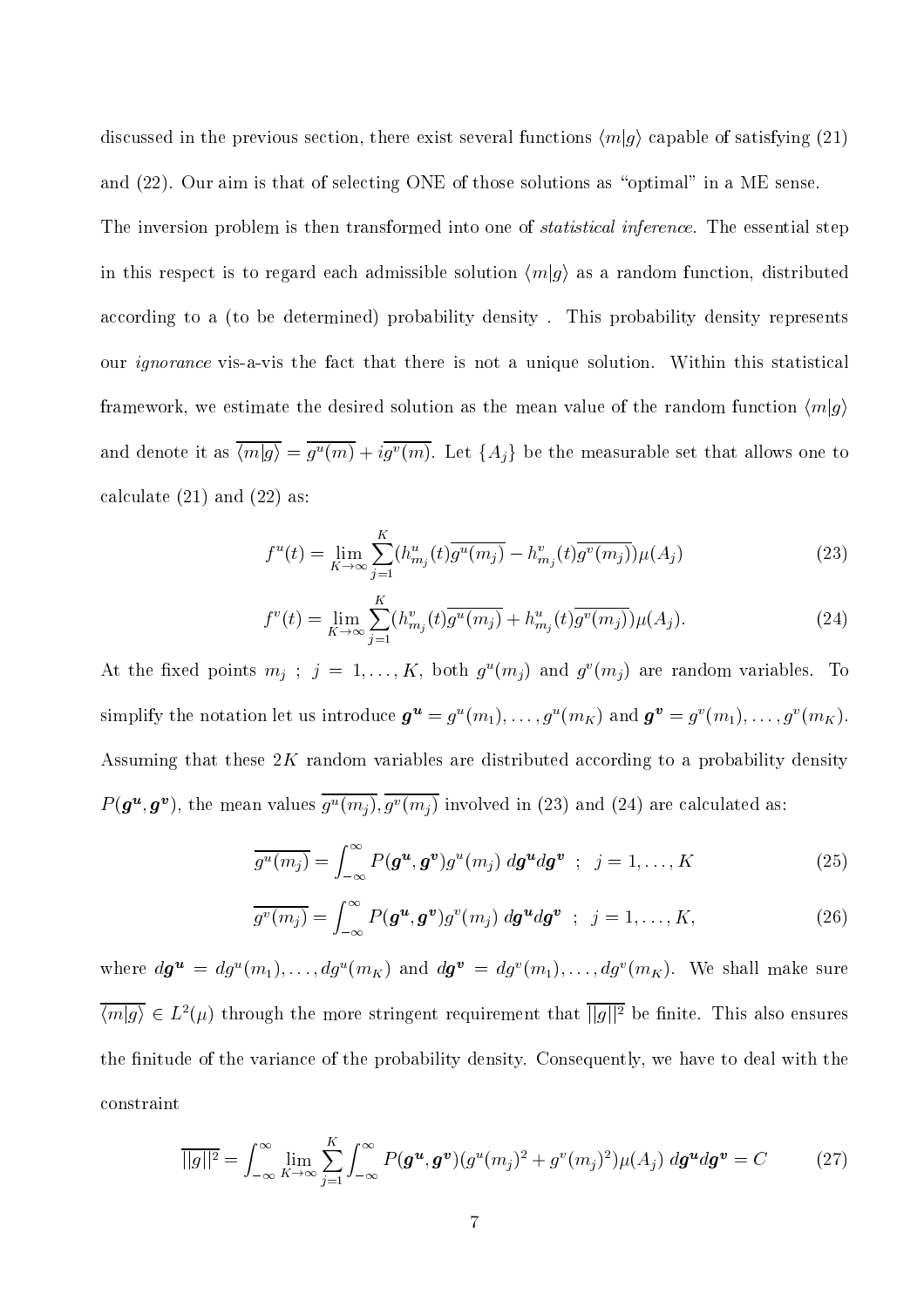discussed in the previous section, there exist several functions $\langle m|g\rangle$ capable of satisfying (21) and (22). Our aim is that of selecting ONE of those solutions as "optimal" in a ME sense.

The inversion problem is then transformed into one of *statistical inference*. The essential step in this respect is to regard each admissible solution $\langle m|g\rangle$ as a random function, distributed according to a (to be determined) probability density . This probability density represents our *ignorance* vis-a-vis the fact that there is not a unique solution. Within this statistical framework, we estimate the desired solution as the mean value of the random function $\langle m|g\rangle$ and denote it as $\overline{\langle m|g\rangle} = \overline{g^u(m)} + i\overline{g^v(m)}$. Let $\{A_j\}$ be the measurable set that allows one to calculate (21) and (22) as:

$$f^u(t) = \lim_{K\to\infty} \sum_{j=1}^{K} (h^u_{m_j}(t)\overline{g^u(m_j)} - h^v_{m_j}(t)\overline{g^v(m_j)})\mu(A_j) \tag{23}$$

$$f^v(t) = \lim_{K\to\infty} \sum_{j=1}^{K} (h^v_{m_j}(t)\overline{g^u(m_j)} + h^u_{m_j}(t)\overline{g^v(m_j)})\mu(A_j). \tag{24}$$

At the fixed points $m_j$ ; $j = 1, \ldots, K$, both $g^u(m_j)$ and $g^v(m_j)$ are random variables. To simplify the notation let us introduce $\boldsymbol{g^u} = g^u(m_1), \ldots, g^u(m_K)$ and $\boldsymbol{g^v} = g^v(m_1), \ldots, g^v(m_K)$. Assuming that these $2K$ random variables are distributed according to a probability density $P(\boldsymbol{g^u}, \boldsymbol{g^v})$, the mean values $\overline{g^u(m_j)}, \overline{g^v(m_j)}$ involved in (23) and (24) are calculated as:

$$\overline{g^u(m_j)} = \int_{-\infty}^{\infty} P(\boldsymbol{g^u}, \boldsymbol{g^v}) g^u(m_j)\; d\boldsymbol{g^u} d\boldsymbol{g^v} \;\;;\;\; j = 1, \ldots, K \tag{25}$$

$$\overline{g^v(m_j)} = \int_{-\infty}^{\infty} P(\boldsymbol{g^u}, \boldsymbol{g^v}) g^v(m_j)\; d\boldsymbol{g^u} d\boldsymbol{g^v} \;\;;\;\; j = 1, \ldots, K, \tag{26}$$

where $d\boldsymbol{g^u} = dg^u(m_1), \ldots, dg^u(m_K)$ and $d\boldsymbol{g^v} = dg^v(m_1), \ldots, dg^v(m_K)$. We shall make sure $\overline{\langle m|g\rangle} \in L^2(\mu)$ through the more stringent requirement that $\overline{||g||^2}$ be finite. This also ensures the finitude of the variance of the probability density. Consequently, we have to deal with the constraint

$$\overline{||g||^2} = \int_{-\infty}^{\infty} \lim_{K\to\infty} \sum_{j=1}^{K} \int_{-\infty}^{\infty} P(\boldsymbol{g^u}, \boldsymbol{g^v})(g^u(m_j)^2 + g^v(m_j)^2)\mu(A_j)\; d\boldsymbol{g^u} d\boldsymbol{g^v} = C \tag{27}$$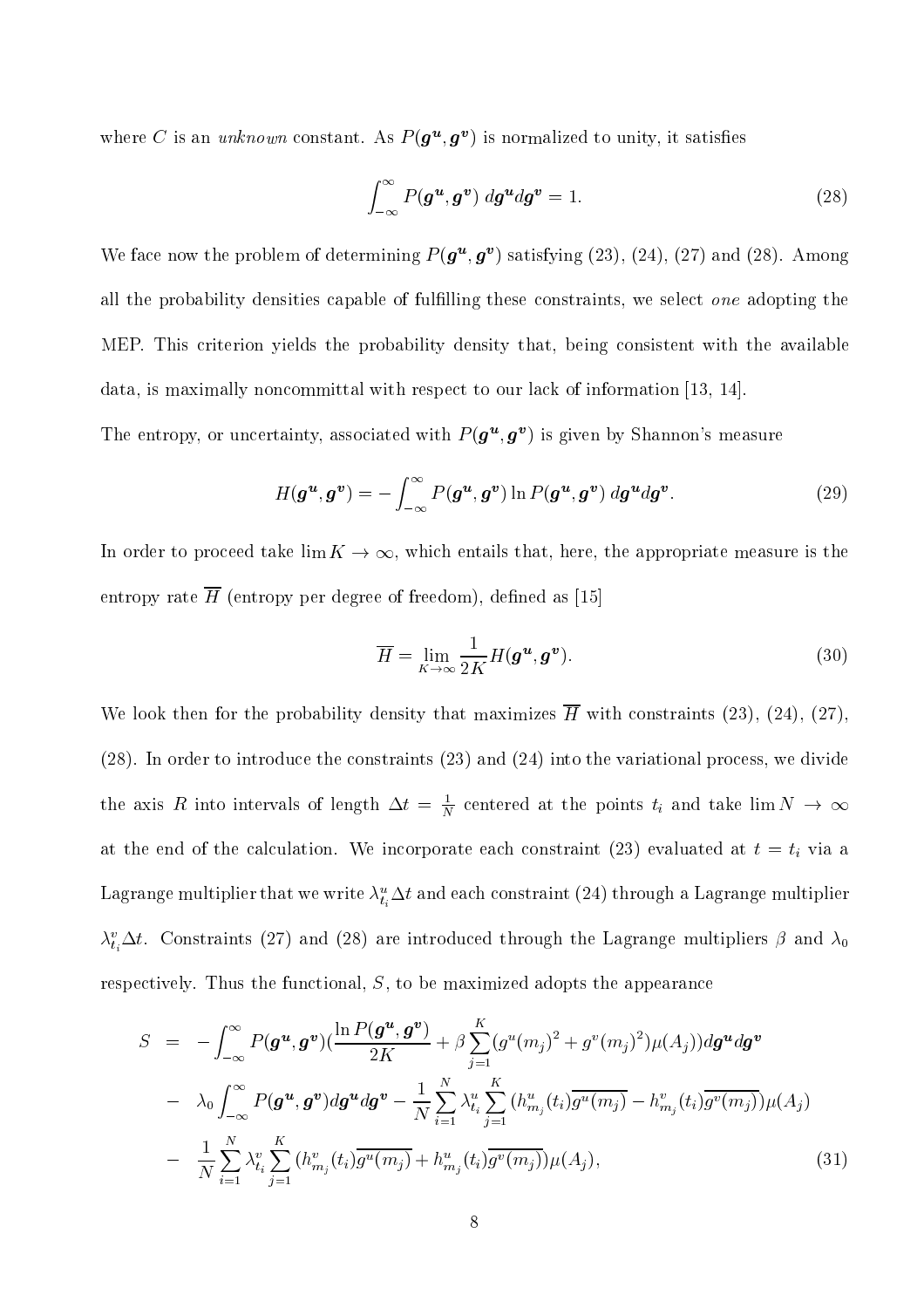where $C$ is an *unknown* constant. As $P(\boldsymbol{g^u}, \boldsymbol{g^v})$ is normalized to unity, it satisfies

$$\int_{-\infty}^{\infty} P(\boldsymbol{g^u}, \boldsymbol{g^v}) \; d\boldsymbol{g^u} d\boldsymbol{g^v} = 1. \tag{28}$$

We face now the problem of determining $P(\boldsymbol{g^u}, \boldsymbol{g^v})$ satisfying (23), (24), (27) and (28). Among all the probability densities capable of fulfilling these constraints, we select *one* adopting the MEP. This criterion yields the probability density that, being consistent with the available data, is maximally noncommittal with respect to our lack of information [13, 14].

The entropy, or uncertainty, associated with $P(\boldsymbol{g^u}, \boldsymbol{g^v})$ is given by Shannon's measure

$$H(\boldsymbol{g^u}, \boldsymbol{g^v}) = -\int_{-\infty}^{\infty} P(\boldsymbol{g^u}, \boldsymbol{g^v}) \ln P(\boldsymbol{g^u}, \boldsymbol{g^v}) \; d\boldsymbol{g^u} d\boldsymbol{g^v}. \tag{29}$$

In order to proceed take $\lim K \to \infty$, which entails that, here, the appropriate measure is the entropy rate $\overline{H}$ (entropy per degree of freedom), defined as [15]

$$\overline{H} = \lim_{K \to \infty} \frac{1}{2K} H(\boldsymbol{g^u}, \boldsymbol{g^v}). \tag{30}$$

We look then for the probability density that maximizes $\overline{H}$ with constraints (23), (24), (27), (28). In order to introduce the constraints (23) and (24) into the variational process, we divide the axis $R$ into intervals of length $\Delta t = \frac{1}{N}$ centered at the points $t_i$ and take $\lim N \to \infty$ at the end of the calculation. We incorporate each constraint (23) evaluated at $t = t_i$ via a Lagrange multiplier that we write $\lambda^u_{t_i} \Delta t$ and each constraint (24) through a Lagrange multiplier $\lambda^v_{t_i} \Delta t$. Constraints (27) and (28) are introduced through the Lagrange multipliers $\beta$ and $\lambda_0$ respectively. Thus the functional, $S$, to be maximized adopts the appearance

$$\begin{aligned}
S &= -\int_{-\infty}^{\infty} P(\boldsymbol{g^u}, \boldsymbol{g^v}) \left( \frac{\ln P(\boldsymbol{g^u}, \boldsymbol{g^v})}{2K} + \beta \sum_{j=1}^{K} (g^u(m_j)^2 + g^v(m_j)^2) \mu(A_j) \right) d\boldsymbol{g^u} d\boldsymbol{g^v} \\
&- \lambda_0 \int_{-\infty}^{\infty} P(\boldsymbol{g^u}, \boldsymbol{g^v}) d\boldsymbol{g^u} d\boldsymbol{g^v} - \frac{1}{N} \sum_{i=1}^{N} \lambda^u_{t_i} \sum_{j=1}^{K} (h^u_{m_j}(t_i) \overline{g^u(m_j)} - h^v_{m_j}(t_i) \overline{g^v(m_j)}) \mu(A_j) \\
&- \frac{1}{N} \sum_{i=1}^{N} \lambda^v_{t_i} \sum_{j=1}^{K} (h^v_{m_j}(t_i) \overline{g^u(m_j)} + h^u_{m_j}(t_i) \overline{g^v(m_j)}) \mu(A_j),
\end{aligned} \tag{31}$$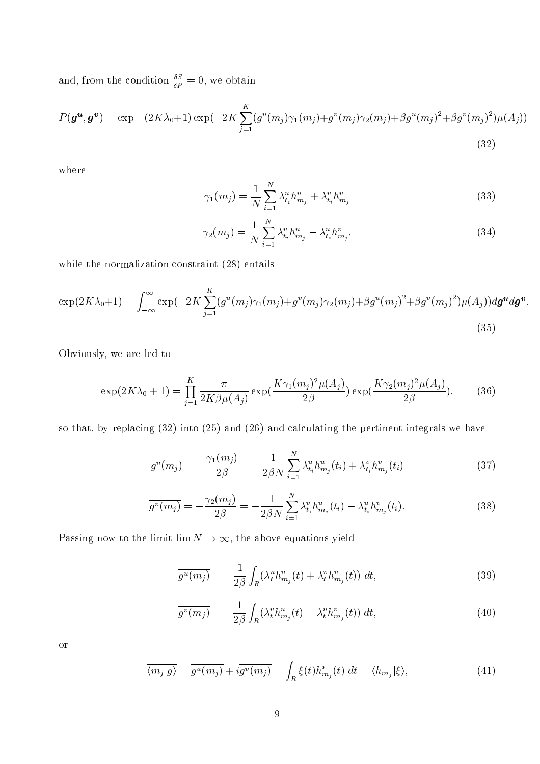and, from the condition $\frac{\delta S}{\delta P} = 0$, we obtain

$$P(\boldsymbol{g^u}, \boldsymbol{g^v}) = \exp -(2K\lambda_0+1) \exp(-2K \sum_{j=1}^{K} (g^u(m_j)\gamma_1(m_j) + g^v(m_j)\gamma_2(m_j) + \beta g^u(m_j)^2 + \beta g^v(m_j)^2)\mu(A_j)) \tag{32}$$

where

$$\gamma_1(m_j) = \frac{1}{N} \sum_{i=1}^{N} \lambda_{t_i}^u h_{m_j}^u + \lambda_{t_i}^v h_{m_j}^v \tag{33}$$

$$\gamma_2(m_j) = \frac{1}{N} \sum_{i=1}^{N} \lambda_{t_i}^v h_{m_j}^u - \lambda_{t_i}^u h_{m_j}^v, \tag{34}$$

while the normalization constraint (28) entails

$$\exp(2K\lambda_0+1) = \int_{-\infty}^{\infty} \exp(-2K \sum_{j=1}^{K} (g^u(m_j)\gamma_1(m_j) + g^v(m_j)\gamma_2(m_j) + \beta g^u(m_j)^2 + \beta g^v(m_j)^2)\mu(A_j)) d\boldsymbol{g^u} d\boldsymbol{g^v}. \tag{35}$$

Obviously, we are led to

$$\exp(2K\lambda_0 + 1) = \prod_{j=1}^{K} \frac{\pi}{2K\beta\mu(A_j)} \exp(\frac{K\gamma_1(m_j)^2\mu(A_j)}{2\beta}) \exp(\frac{K\gamma_2(m_j)^2\mu(A_j)}{2\beta}), \tag{36}$$

so that, by replacing (32) into (25) and (26) and calculating the pertinent integrals we have

$$\overline{g^u(m_j)} = -\frac{\gamma_1(m_j)}{2\beta} = -\frac{1}{2\beta N} \sum_{i=1}^{N} \lambda_{t_i}^u h_{m_j}^u(t_i) + \lambda_{t_i}^v h_{m_j}^v(t_i) \tag{37}$$

$$\overline{g^v(m_j)} = -\frac{\gamma_2(m_j)}{2\beta} = -\frac{1}{2\beta N} \sum_{i=1}^{N} \lambda_{t_i}^v h_{m_j}^u(t_i) - \lambda_{t_i}^u h_{m_j}^v(t_i). \tag{38}$$

Passing now to the limit $\lim N \to \infty$, the above equations yield

$$\overline{g^u(m_j)} = -\frac{1}{2\beta} \int_R (\lambda_t^u h_{m_j}^u(t) + \lambda_t^v h_{m_j}^v(t)) \; dt, \tag{39}$$

$$\overline{g^v(m_j)} = -\frac{1}{2\beta} \int_R (\lambda_t^v h_{m_j}^u(t) - \lambda_t^u h_{m_j}^v(t)) \; dt, \tag{40}$$

or

$$\overline{\langle m_j | g \rangle} = \overline{g^u(m_j)} + i\overline{g^v(m_j)} = \int_R \xi(t) h_{m_j}^*(t) \; dt = \langle h_{m_j} | \xi \rangle, \tag{41}$$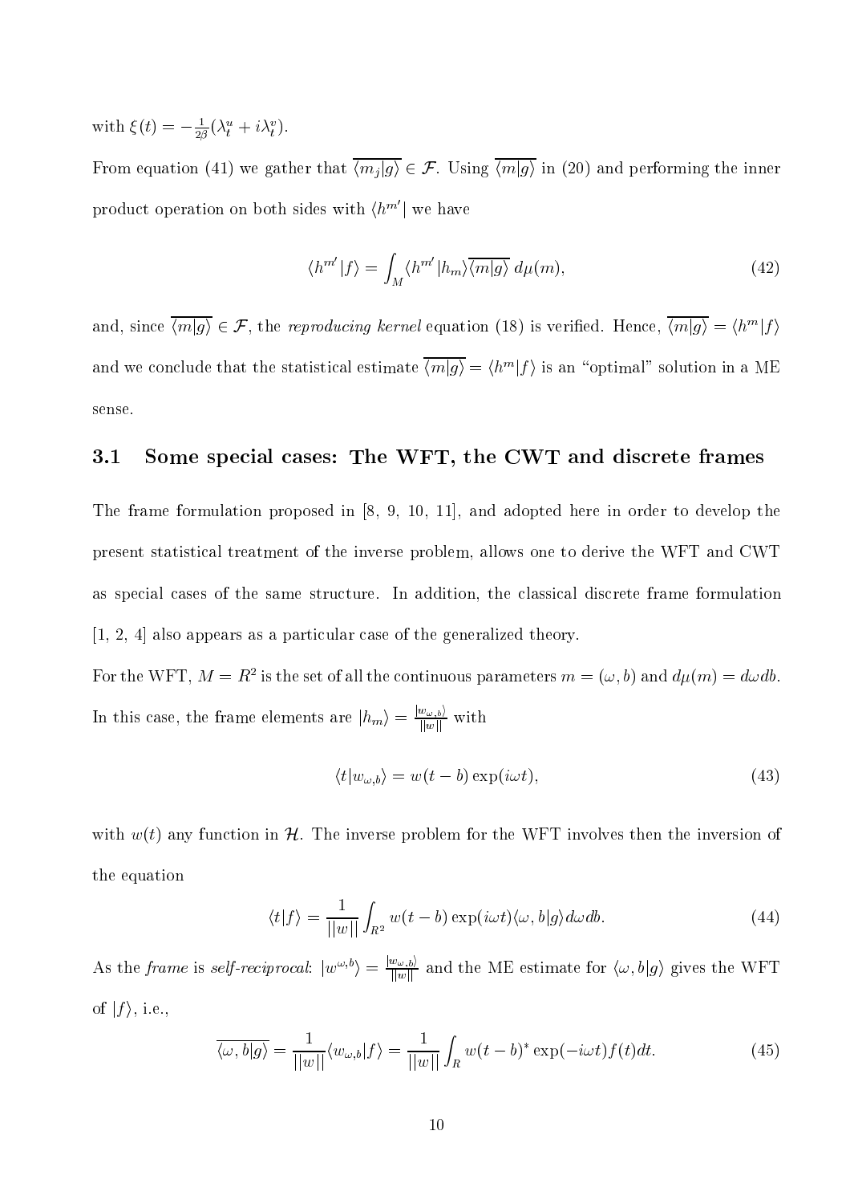with $\xi(t) = -\frac{1}{2\beta}(\lambda_t^u + i\lambda_t^v)$.

From equation (41) we gather that $\overline{\langle m_j|g\rangle} \in \mathcal{F}$. Using $\overline{\langle m|g\rangle}$ in (20) and performing the inner product operation on both sides with $\langle h^{m'}|$ we have

$$\langle h^{m'}|f\rangle = \int_M \langle h^{m'}|h_m\rangle \overline{\langle m|g\rangle}\, d\mu(m), \tag{42}$$

and, since $\overline{\langle m|g\rangle} \in \mathcal{F}$, the *reproducing kernel* equation (18) is verified. Hence, $\overline{\langle m|g\rangle} = \langle h^m|f\rangle$ and we conclude that the statistical estimate $\overline{\langle m|g\rangle} = \langle h^m|f\rangle$ is an "optimal" solution in a ME sense.

### 3.1 Some special cases: The WFT, the CWT and discrete frames

The frame formulation proposed in [8, 9, 10, 11], and adopted here in order to develop the present statistical treatment of the inverse problem, allows one to derive the WFT and CWT as special cases of the same structure. In addition, the classical discrete frame formulation [1, 2, 4] also appears as a particular case of the generalized theory.

For the WFT, $M = R^2$ is the set of all the continuous parameters $m = (\omega, b)$ and $d\mu(m) = d\omega db$. In this case, the frame elements are $|h_m\rangle = \frac{|w_{\omega,b}\rangle}{||w||}$ with

$$\langle t|w_{\omega,b}\rangle = w(t-b)\exp(i\omega t), \tag{43}$$

with $w(t)$ any function in $\mathcal{H}$. The inverse problem for the WFT involves then the inversion of the equation

$$\langle t|f\rangle = \frac{1}{||w||}\int_{R^2} w(t-b)\exp(i\omega t)\langle \omega, b|g\rangle d\omega db. \tag{44}$$

As the *frame* is *self-reciprocal*: $|w^{\omega,b}\rangle = \frac{|w_{\omega,b}\rangle}{||w||}$ and the ME estimate for $\langle \omega, b|g\rangle$ gives the WFT of $|f\rangle$, i.e.,

$$\overline{\langle \omega, b|g\rangle} = \frac{1}{||w||}\langle w_{\omega,b}|f\rangle = \frac{1}{||w||}\int_R w(t-b)^* \exp(-i\omega t) f(t) dt. \tag{45}$$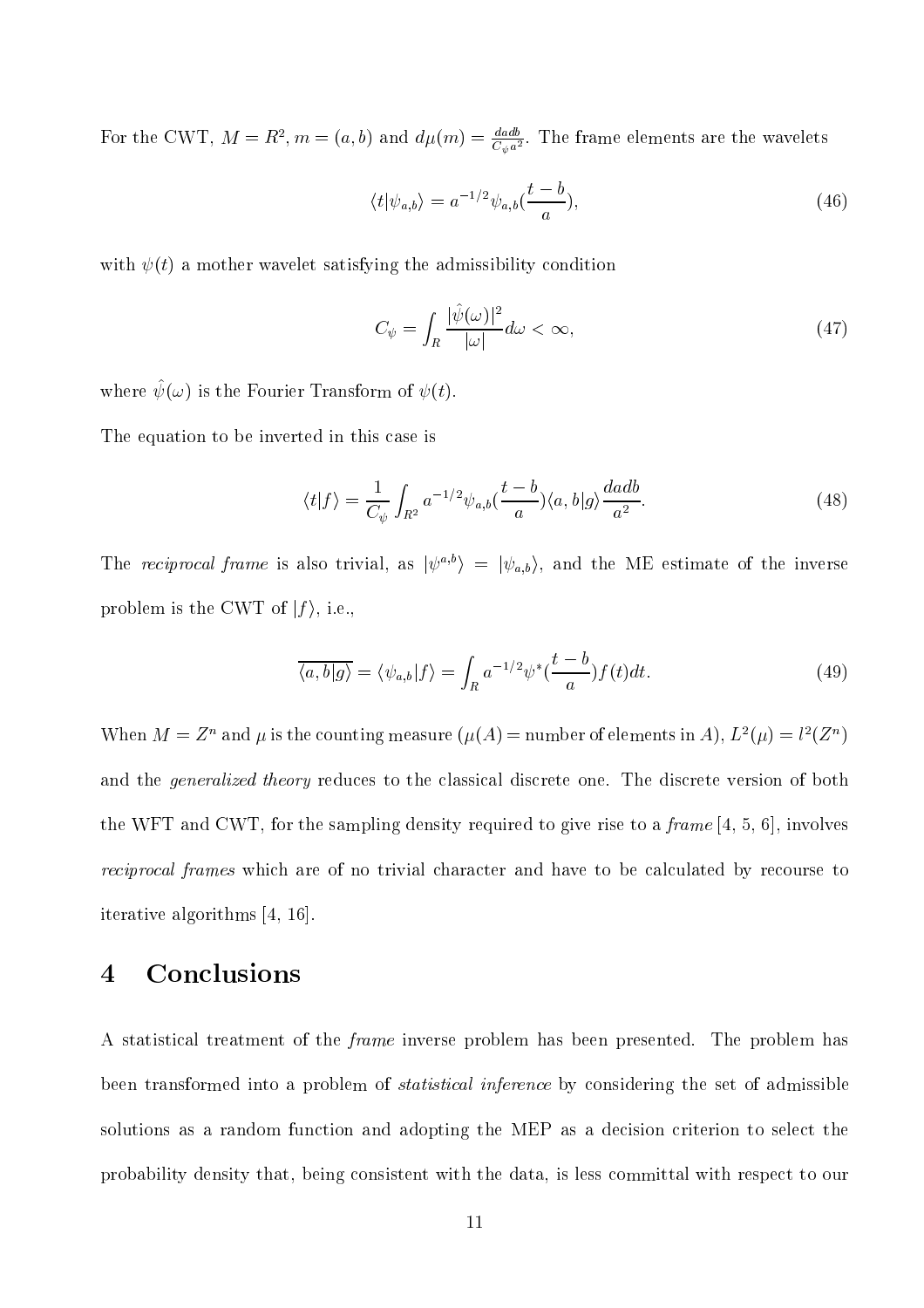For the CWT, $M = R^2$, $m = (a, b)$ and $d\mu(m) = \frac{dadb}{C_\psi a^2}$. The frame elements are the wavelets

$$\langle t|\psi_{a,b}\rangle = a^{-1/2}\psi_{a,b}(\frac{t-b}{a}), \tag{46}$$

with $\psi(t)$ a mother wavelet satisfying the admissibility condition

$$C_\psi = \int_R \frac{|\hat{\psi}(\omega)|^2}{|\omega|} d\omega < \infty, \tag{47}$$

where $\hat{\psi}(\omega)$ is the Fourier Transform of $\psi(t)$.

The equation to be inverted in this case is

$$\langle t|f\rangle = \frac{1}{C_\psi} \int_{R^2} a^{-1/2}\psi_{a,b}(\frac{t-b}{a})\langle a, b|g\rangle \frac{dadb}{a^2}. \tag{48}$$

The *reciprocal frame* is also trivial, as $|\psi^{a,b}\rangle = |\psi_{a,b}\rangle$, and the ME estimate of the inverse problem is the CWT of $|f\rangle$, i.e.,

$$\overline{\langle a, b|g\rangle} = \langle \psi_{a,b}|f\rangle = \int_R a^{-1/2}\psi^*(\frac{t-b}{a})f(t)dt. \tag{49}$$

When $M = Z^n$ and $\mu$ is the counting measure ($\mu(A) =$ number of elements in $A$), $L^2(\mu) = l^2(Z^n)$ and the *generalized theory* reduces to the classical discrete one. The discrete version of both the WFT and CWT, for the sampling density required to give rise to a *frame* [4, 5, 6], involves *reciprocal frames* which are of no trivial character and have to be calculated by recourse to iterative algorithms [4, 16].

# 4 Conclusions

A statistical treatment of the *frame* inverse problem has been presented. The problem has been transformed into a problem of *statistical inference* by considering the set of admissible solutions as a random function and adopting the MEP as a decision criterion to select the probability density that, being consistent with the data, is less committal with respect to our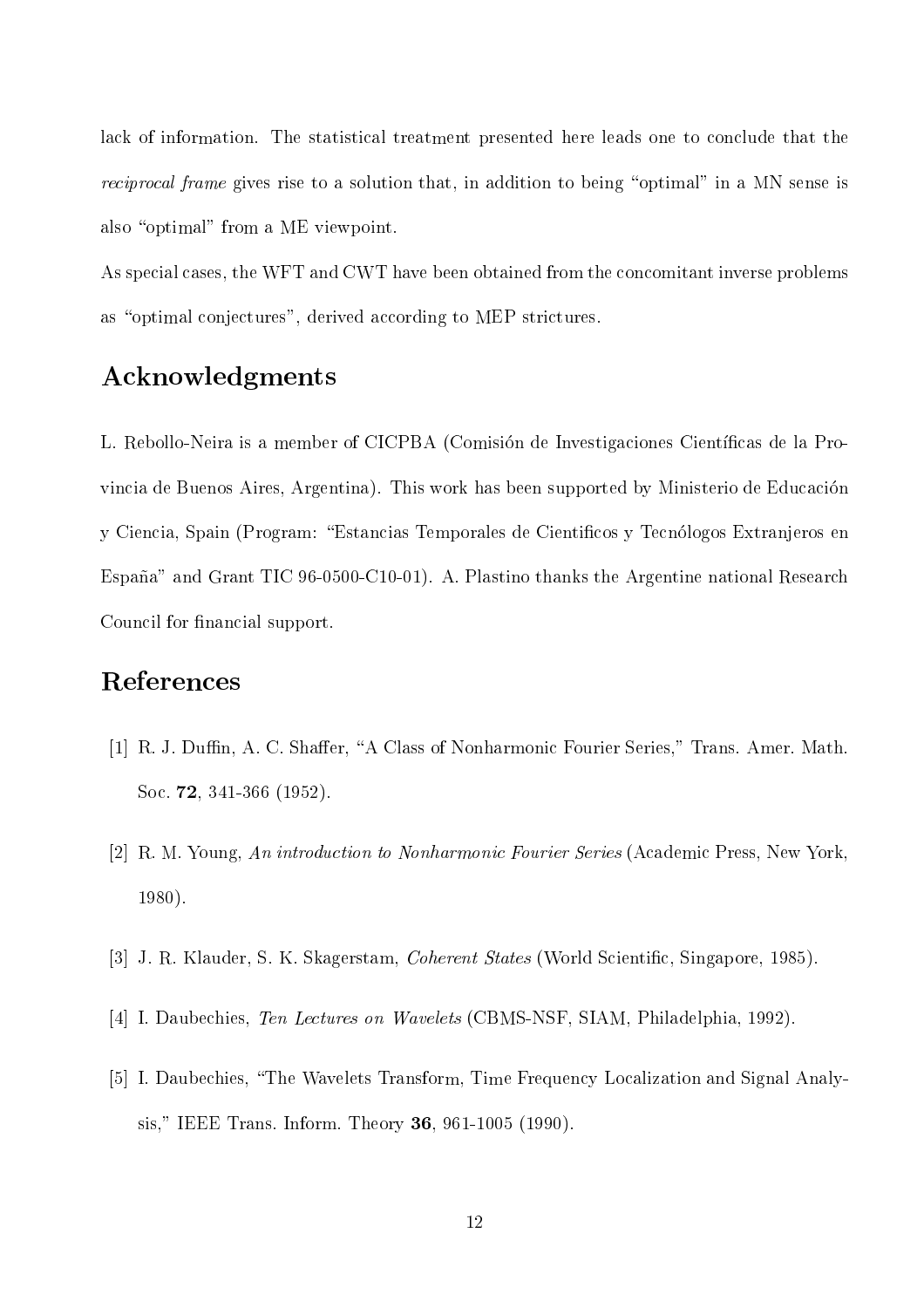lack of information. The statistical treatment presented here leads one to conclude that the *reciprocal frame* gives rise to a solution that, in addition to being "optimal" in a MN sense is also "optimal" from a ME viewpoint.

As special cases, the WFT and CWT have been obtained from the concomitant inverse problems as "optimal conjectures", derived according to MEP strictures.

## Acknowledgments

L. Rebollo-Neira is a member of CICPBA (Comisión de Investigaciones Científicas de la Provincia de Buenos Aires, Argentina). This work has been supported by Ministerio de Educación y Ciencia, Spain (Program: "Estancias Temporales de Cientificos y Tecnólogos Extranjeros en España" and Grant TIC 96-0500-C10-01). A. Plastino thanks the Argentine national Research Council for financial support.

## References

[1] R. J. Duffin, A. C. Shaffer, "A Class of Nonharmonic Fourier Series," Trans. Amer. Math. Soc. **72**, 341-366 (1952).

[2] R. M. Young, *An introduction to Nonharmonic Fourier Series* (Academic Press, New York, 1980).

[3] J. R. Klauder, S. K. Skagerstam, *Coherent States* (World Scientific, Singapore, 1985).

[4] I. Daubechies, *Ten Lectures on Wavelets* (CBMS-NSF, SIAM, Philadelphia, 1992).

[5] I. Daubechies, "The Wavelets Transform, Time Frequency Localization and Signal Analysis," IEEE Trans. Inform. Theory **36**, 961-1005 (1990).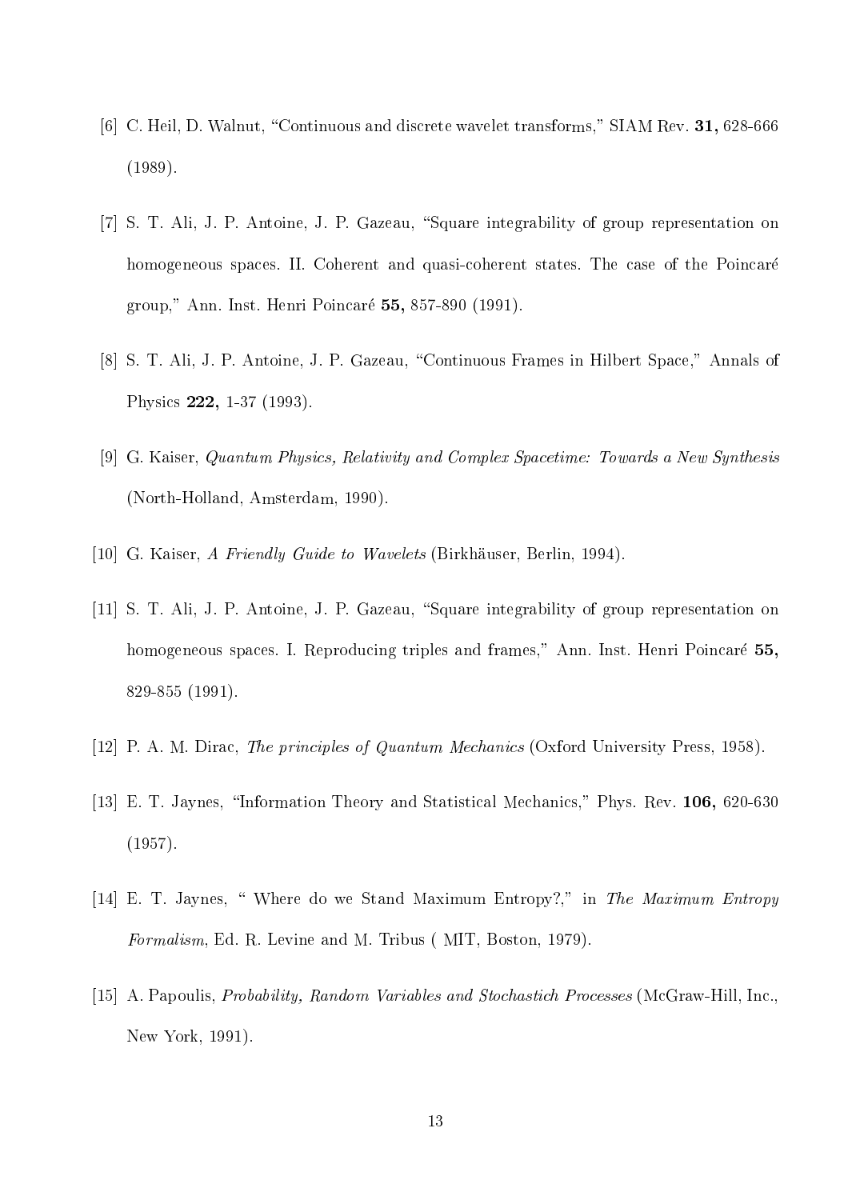[6] C. Heil, D. Walnut, "Continuous and discrete wavelet transforms," SIAM Rev. **31,** 628-666 (1989).

[7] S. T. Ali, J. P. Antoine, J. P. Gazeau, "Square integrability of group representation on homogeneous spaces. II. Coherent and quasi-coherent states. The case of the Poincaré group," Ann. Inst. Henri Poincaré **55,** 857-890 (1991).

[8] S. T. Ali, J. P. Antoine, J. P. Gazeau, "Continuous Frames in Hilbert Space," Annals of Physics **222,** 1-37 (1993).

[9] G. Kaiser, *Quantum Physics, Relativity and Complex Spacetime: Towards a New Synthesis* (North-Holland, Amsterdam, 1990).

[10] G. Kaiser, *A Friendly Guide to Wavelets* (Birkhäuser, Berlin, 1994).

[11] S. T. Ali, J. P. Antoine, J. P. Gazeau, "Square integrability of group representation on homogeneous spaces. I. Reproducing triples and frames," Ann. Inst. Henri Poincaré **55,** 829-855 (1991).

[12] P. A. M. Dirac, *The principles of Quantum Mechanics* (Oxford University Press, 1958).

[13] E. T. Jaynes, "Information Theory and Statistical Mechanics," Phys. Rev. **106,** 620-630 (1957).

[14] E. T. Jaynes, " Where do we Stand Maximum Entropy?," in *The Maximum Entropy Formalism*, Ed. R. Levine and M. Tribus ( MIT, Boston, 1979).

[15] A. Papoulis, *Probability, Random Variables and Stochastich Processes* (McGraw-Hill, Inc., New York, 1991).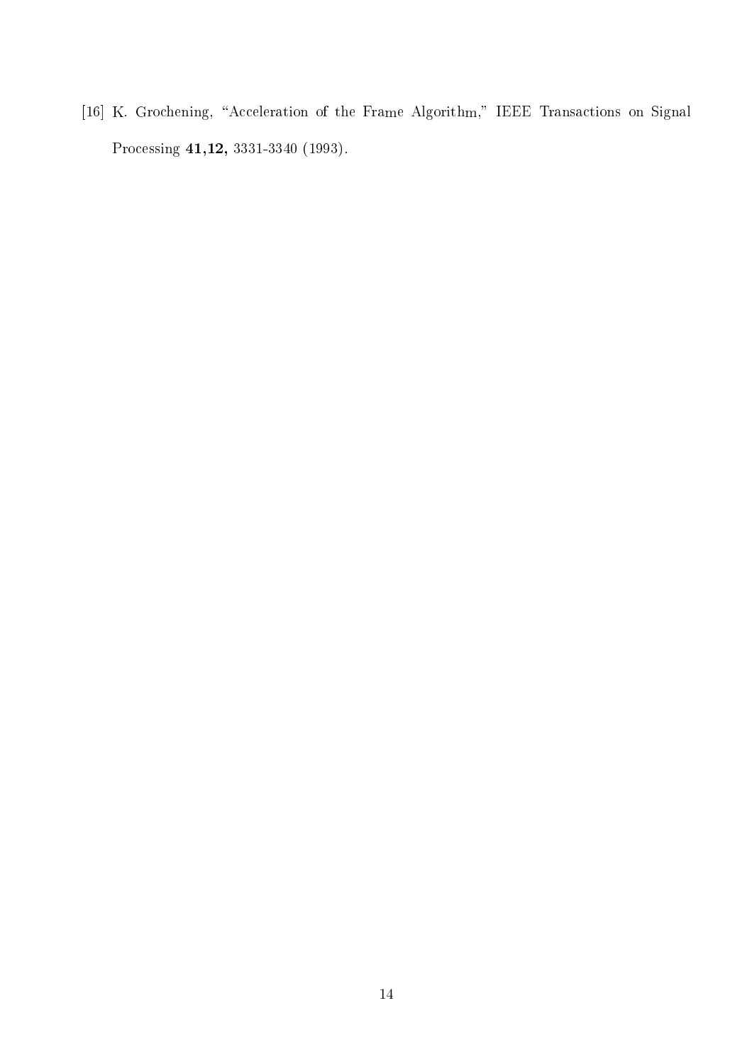[16] K. Grochening, "Acceleration of the Frame Algorithm," IEEE Transactions on Signal Processing **41,12,** 3331-3340 (1993).